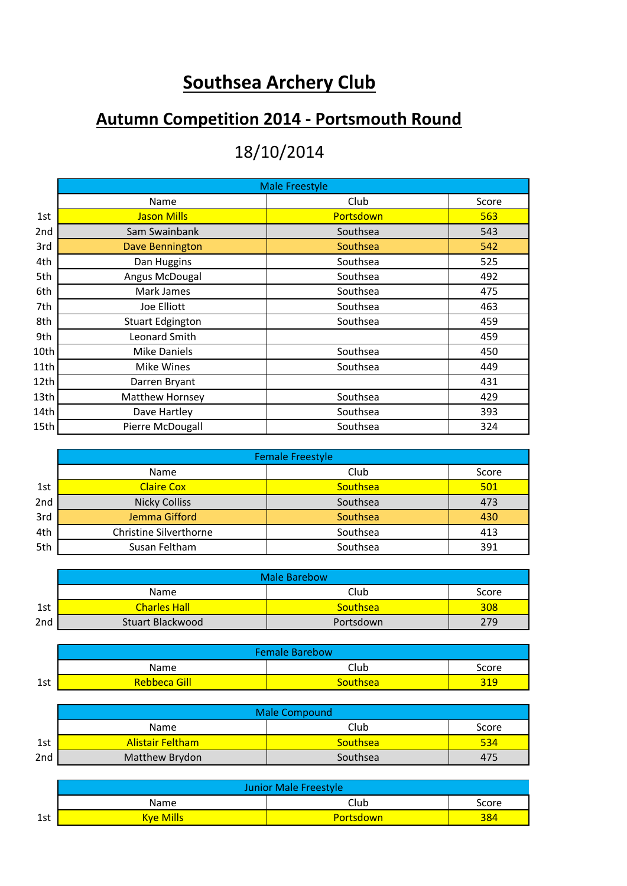# Southsea Archery Club

## Autumn Competition 2014 - Portsmouth Round

18/10/2014

| | Male Freestyle | | |
|---|---|---|---|
| | Name | Club | Score |
| 1st | Jason Mills | Portsdown | 563 |
| 2nd | Sam Swainbank | Southsea | 543 |
| 3rd | Dave Bennington | Southsea | 542 |
| 4th | Dan Huggins | Southsea | 525 |
| 5th | Angus McDougal | Southsea | 492 |
| 6th | Mark James | Southsea | 475 |
| 7th | Joe Elliott | Southsea | 463 |
| 8th | Stuart Edgington | Southsea | 459 |
| 9th | Leonard Smith | | 459 |
| 10th | Mike Daniels | Southsea | 450 |
| 11th | Mike Wines | Southsea | 449 |
| 12th | Darren Bryant | | 431 |
| 13th | Matthew Hornsey | Southsea | 429 |
| 14th | Dave Hartley | Southsea | 393 |
| 15th | Pierre McDougall | Southsea | 324 |

| | Female Freestyle | | |
|---|---|---|---|
| | Name | Club | Score |
| 1st | Claire Cox | Southsea | 501 |
| 2nd | Nicky Colliss | Southsea | 473 |
| 3rd | Jemma Gifford | Southsea | 430 |
| 4th | Christine Silverthorne | Southsea | 413 |
| 5th | Susan Feltham | Southsea | 391 |

| | Male Barebow | | |
|---|---|---|---|
| | Name | Club | Score |
| 1st | Charles Hall | Southsea | 308 |
| 2nd | Stuart Blackwood | Portsdown | 279 |

| | Female Barebow | | |
|---|---|---|---|
| | Name | Club | Score |
| 1st | Rebbeca Gill | Southsea | 319 |

| | Male Compound | | |
|---|---|---|---|
| | Name | Club | Score |
| 1st | Alistair Feltham | Southsea | 534 |
| 2nd | Matthew Brydon | Southsea | 475 |

| | Junior Male Freestyle | | |
|---|---|---|---|
| | Name | Club | Score |
| 1st | Kye Mills | Portsdown | 384 |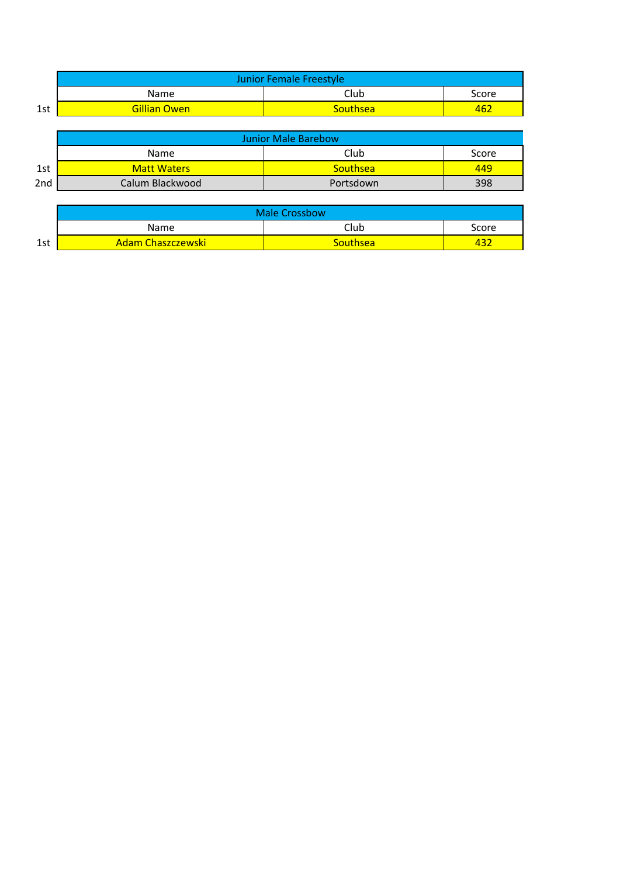| | Junior Female Freestyle | | |
|---|---|---|---|
| | Name | Club | Score |
| 1st | Gillian Owen | Southsea | 462 |

| | Junior Male Barebow | | |
|---|---|---|---|
| | Name | Club | Score |
| 1st | Matt Waters | Southsea | 449 |
| 2nd | Calum Blackwood | Portsdown | 398 |

| | Male Crossbow | | |
|---|---|---|---|
| | Name | Club | Score |
| 1st | Adam Chaszczewski | Southsea | 432 |